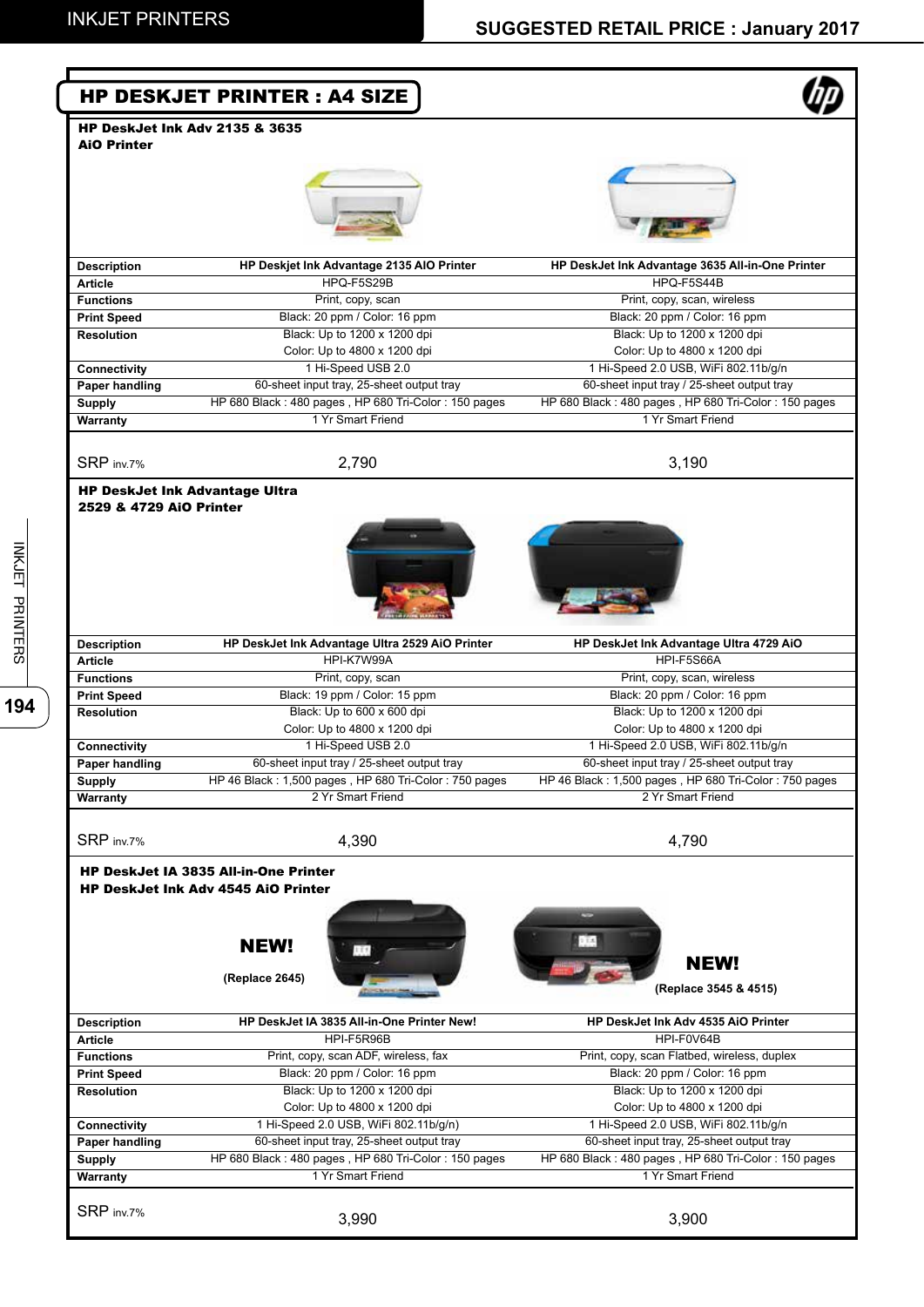# HP DESKJET PRINTER : A4 SIZE

## HP DeskJet Ink Adv 2135 & 3635 AiO Printer

| Description | HP Deskjet Ink Advantage 2135 AIO Printer | HP DeskJet Ink Advantage 3635 All-in-One Printer |
|---|---|---|
| Article | HPQ-F5S29B | HPQ-F5S44B |
| Functions | Print, copy, scan | Print, copy, scan, wireless |
| Print Speed | Black: 20 ppm / Color: 16 ppm | Black: 20 ppm / Color: 16 ppm |
| Resolution | Black: Up to 1200 x 1200 dpi<br>Color: Up to 4800 x 1200 dpi | Black: Up to 1200 x 1200 dpi<br>Color: Up to 4800 x 1200 dpi |
| Connectivity | 1 Hi-Speed USB 2.0 | 1 Hi-Speed 2.0 USB, WiFi 802.11b/g/n |
| Paper handling | 60-sheet input tray, 25-sheet output tray | 60-sheet input tray / 25-sheet output tray |
| Supply | HP 680 Black : 480 pages , HP 680 Tri-Color : 150 pages | HP 680 Black : 480 pages , HP 680 Tri-Color : 150 pages |
| Warranty | 1 Yr Smart Friend | 1 Yr Smart Friend |
| SRP inv.7% | 2,790 | 3,190 |

## HP DeskJet Ink Advantage Ultra 2529 & 4729 AiO Printer

| Description | HP DeskJet Ink Advantage Ultra 2529 AiO Printer | HP DeskJet Ink Advantage Ultra 4729 AiO |
|---|---|---|
| Article | HPI-K7W99A | HPI-F5S66A |
| Functions | Print, copy, scan | Print, copy, scan, wireless |
| Print Speed | Black: 19 ppm / Color: 15 ppm | Black: 20 ppm / Color: 16 ppm |
| Resolution | Black: Up to 600 x 600 dpi<br>Color: Up to 4800 x 1200 dpi | Black: Up to 1200 x 1200 dpi<br>Color: Up to 4800 x 1200 dpi |
| Connectivity | 1 Hi-Speed USB 2.0 | 1 Hi-Speed 2.0 USB, WiFi 802.11b/g/n |
| Paper handling | 60-sheet input tray / 25-sheet output tray | 60-sheet input tray / 25-sheet output tray |
| Supply | HP 46 Black : 1,500 pages , HP 680 Tri-Color : 750 pages | HP 46 Black : 1,500 pages , HP 680 Tri-Color : 750 pages |
| Warranty | 2 Yr Smart Friend | 2 Yr Smart Friend |
| SRP inv.7% | 4,390 | 4,790 |

## HP DeskJet IA 3835 All-in-One Printer
## HP DeskJet Ink Adv 4545 AiO Printer

**NEW!** (Replace 2645)

**NEW!** (Replace 3545 & 4515)

| Description | HP DeskJet IA 3835 All-in-One Printer New! | HP DeskJet Ink Adv 4535 AiO Printer |
|---|---|---|
| Article | HPI-F5R96B | HPI-F0V64B |
| Functions | Print, copy, scan ADF, wireless, fax | Print, copy, scan Flatbed, wireless, duplex |
| Print Speed | Black: 20 ppm / Color: 16 ppm | Black: 20 ppm / Color: 16 ppm |
| Resolution | Black: Up to 1200 x 1200 dpi<br>Color: Up to 4800 x 1200 dpi | Black: Up to 1200 x 1200 dpi<br>Color: Up to 4800 x 1200 dpi |
| Connectivity | 1 Hi-Speed 2.0 USB, WiFi 802.11b/g/n) | 1 Hi-Speed 2.0 USB, WiFi 802.11b/g/n |
| Paper handling | 60-sheet input tray, 25-sheet output tray | 60-sheet input tray, 25-sheet output tray |
| Supply | HP 680 Black : 480 pages , HP 680 Tri-Color : 150 pages | HP 680 Black : 480 pages , HP 680 Tri-Color : 150 pages |
| Warranty | 1 Yr Smart Friend | 1 Yr Smart Friend |
| SRP inv.7% | 3,990 | 3,900 |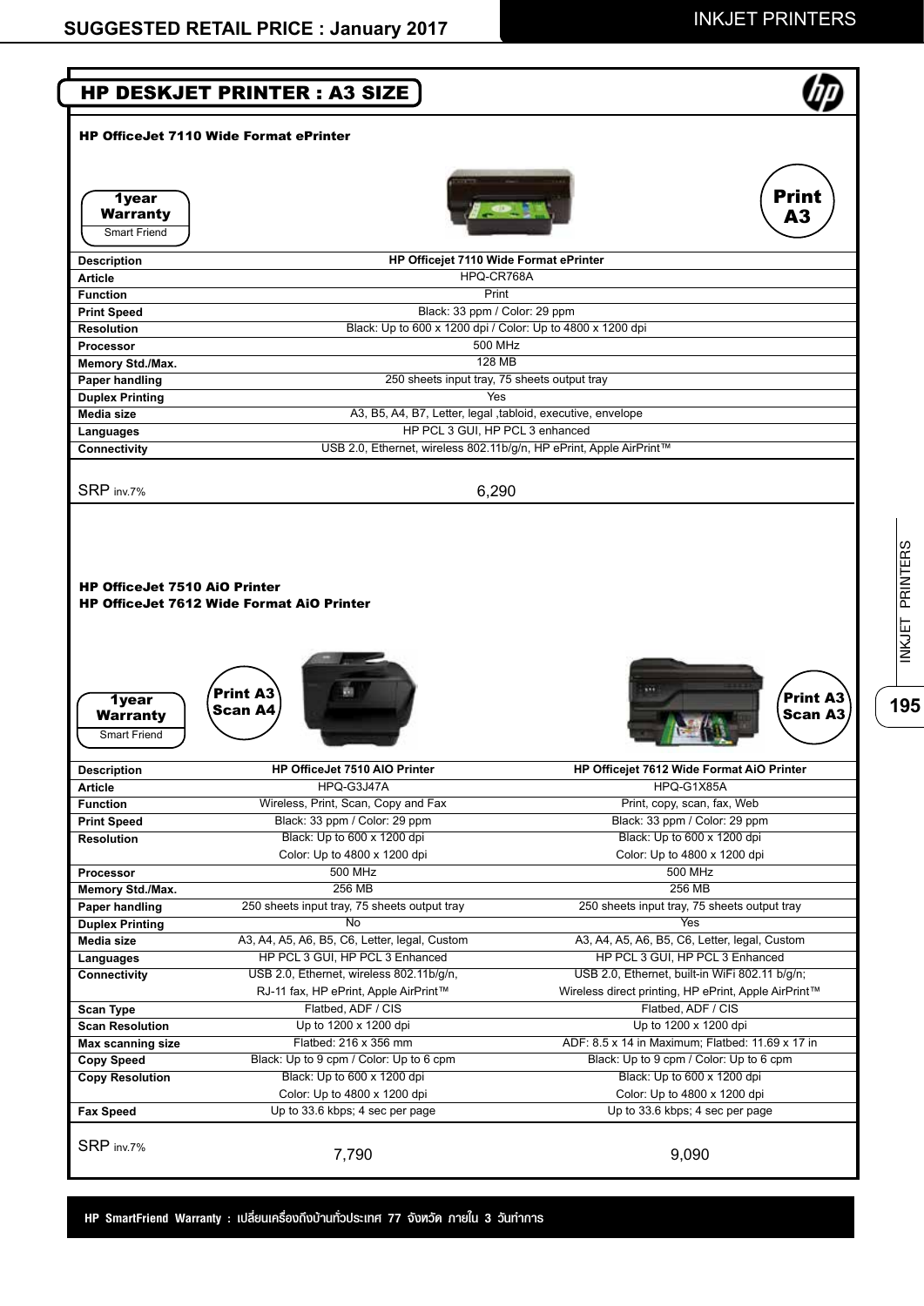## HP DESKJET PRINTER : A3 SIZE

### HP OfficeJet 7110 Wide Format ePrinter

**1year Warranty** Smart Friend

**Print A3**

| | |
|---|---|
| **Description** | **HP Officejet 7110 Wide Format ePrinter** |
| **Article** | HPQ-CR768A |
| **Function** | Print |
| **Print Speed** | Black: 33 ppm / Color: 29 ppm |
| **Resolution** | Black: Up to 600 x 1200 dpi / Color: Up to 4800 x 1200 dpi |
| **Processor** | 500 MHz |
| **Memory Std./Max.** | 128 MB |
| **Paper handling** | 250 sheets input tray, 75 sheets output tray |
| **Duplex Printing** | Yes |
| **Media size** | A3, B5, A4, B7, Letter, legal ,tabloid, executive, envelope |
| **Languages** | HP PCL 3 GUI, HP PCL 3 enhanced |
| **Connectivity** | USB 2.0, Ethernet, wireless 802.11b/g/n, HP ePrint, Apple AirPrint™ |
| SRP inv.7% | 6,290 |

### HP OfficeJet 7510 AiO Printer
### HP OfficeJet 7612 Wide Format AiO Printer

**1year Warranty** Smart Friend

**Print A3 Scan A4** | **Print A3 Scan A3**

| | | |
|---|---|---|
| **Description** | **HP OfficeJet 7510 AIO Printer** | **HP Officejet 7612 Wide Format AiO Printer** |
| **Article** | HPQ-G3J47A | HPQ-G1X85A |
| **Function** | Wireless, Print, Scan, Copy and Fax | Print, copy, scan, fax, Web |
| **Print Speed** | Black: 33 ppm / Color: 29 ppm | Black: 33 ppm / Color: 29 ppm |
| **Resolution** | Black: Up to 600 x 1200 dpi<br>Color: Up to 4800 x 1200 dpi | Black: Up to 600 x 1200 dpi<br>Color: Up to 4800 x 1200 dpi |
| **Processor** | 500 MHz | 500 MHz |
| **Memory Std./Max.** | 256 MB | 256 MB |
| **Paper handling** | 250 sheets input tray, 75 sheets output tray | 250 sheets input tray, 75 sheets output tray |
| **Duplex Printing** | No | Yes |
| **Media size** | A3, A4, A5, A6, B5, C6, Letter, legal, Custom | A3, A4, A5, A6, B5, C6, Letter, legal, Custom |
| **Languages** | HP PCL 3 GUI, HP PCL 3 Enhanced | HP PCL 3 GUI, HP PCL 3 Enhanced |
| **Connectivity** | USB 2.0, Ethernet, wireless 802.11b/g/n,<br>RJ-11 fax, HP ePrint, Apple AirPrint™ | USB 2.0, Ethernet, built-in WiFi 802.11 b/g/n;<br>Wireless direct printing, HP ePrint, Apple AirPrint™ |
| **Scan Type** | Flatbed, ADF / CIS | Flatbed, ADF / CIS |
| **Scan Resolution** | Up to 1200 x 1200 dpi | Up to 1200 x 1200 dpi |
| **Max scanning size** | Flatbed: 216 x 356 mm | ADF: 8.5 x 14 in Maximum; Flatbed: 11.69 x 17 in |
| **Copy Speed** | Black: Up to 9 cpm / Color: Up to 6 cpm | Black: Up to 9 cpm / Color: Up to 6 cpm |
| **Copy Resolution** | Black: Up to 600 x 1200 dpi<br>Color: Up to 4800 x 1200 dpi | Black: Up to 600 x 1200 dpi<br>Color: Up to 4800 x 1200 dpi |
| **Fax Speed** | Up to 33.6 kbps; 4 sec per page | Up to 33.6 kbps; 4 sec per page |
| SRP inv.7% | 7,790 | 9,090 |

**HP SmartFriend Warranty : เปลี่ยนเครื่องถึงบ้านทั่วประเทศ 77 จังหวัด ภายใน 3 วันทำการ**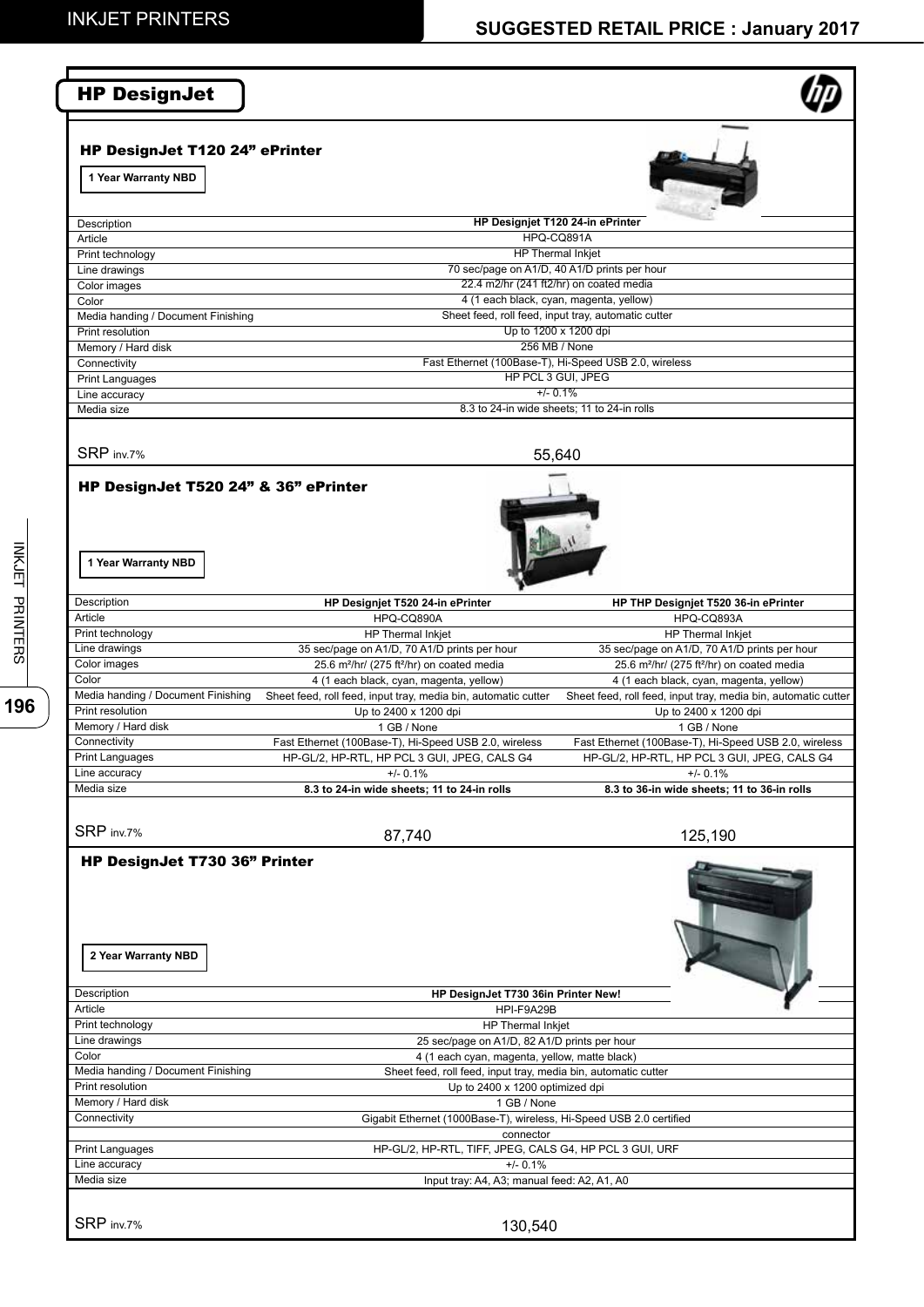## HP DesignJet

### HP DesignJet T120 24" ePrinter

1 Year Warranty NBD

| Description | HP Designjet T120 24-in ePrinter |
|---|---|
| Article | HPQ-CQ891A |
| Print technology | HP Thermal Inkjet |
| Line drawings | 70 sec/page on A1/D, 40 A1/D prints per hour |
| Color images | 22.4 m2/hr (241 ft2/hr) on coated media |
| Color | 4 (1 each black, cyan, magenta, yellow) |
| Media handing / Document Finishing | Sheet feed, roll feed, input tray, automatic cutter |
| Print resolution | Up to 1200 x 1200 dpi |
| Memory / Hard disk | 256 MB / None |
| Connectivity | Fast Ethernet (100Base-T), Hi-Speed USB 2.0, wireless |
| Print Languages | HP PCL 3 GUI, JPEG |
| Line accuracy | +/- 0.1% |
| Media size | 8.3 to 24-in wide sheets; 11 to 24-in rolls |
| SRP inv.7% | 55,640 |

### HP DesignJet T520 24" & 36" ePrinter

1 Year Warranty NBD

| Description | **HP Designjet T520 24-in ePrinter** | **HP THP Designjet T520 36-in ePrinter** |
|---|---|---|
| Article | HPQ-CQ890A | HPQ-CQ893A |
| Print technology | HP Thermal Inkjet | HP Thermal Inkjet |
| Line drawings | 35 sec/page on A1/D, 70 A1/D prints per hour | 35 sec/page on A1/D, 70 A1/D prints per hour |
| Color images | 25.6 m²/hr/ (275 ft²/hr) on coated media | 25.6 m²/hr/ (275 ft²/hr) on coated media |
| Color | 4 (1 each black, cyan, magenta, yellow) | 4 (1 each black, cyan, magenta, yellow) |
| Media handing / Document Finishing | Sheet feed, roll feed, input tray, media bin, automatic cutter | Sheet feed, roll feed, input tray, media bin, automatic cutter |
| Print resolution | Up to 2400 x 1200 dpi | Up to 2400 x 1200 dpi |
| Memory / Hard disk | 1 GB / None | 1 GB / None |
| Connectivity | Fast Ethernet (100Base-T), Hi-Speed USB 2.0, wireless | Fast Ethernet (100Base-T), Hi-Speed USB 2.0, wireless |
| Print Languages | HP-GL/2, HP-RTL, HP PCL 3 GUI, JPEG, CALS G4 | HP-GL/2, HP-RTL, HP PCL 3 GUI, JPEG, CALS G4 |
| Line accuracy | +/- 0.1% | +/- 0.1% |
| Media size | **8.3 to 24-in wide sheets; 11 to 24-in rolls** | **8.3 to 36-in wide sheets; 11 to 36-in rolls** |
| SRP inv.7% | 87,740 | 125,190 |

### HP DesignJet T730 36" Printer

2 Year Warranty NBD

| Description | HP DesignJet T730 36in Printer New! |
|---|---|
| Article | HPI-F9A29B |
| Print technology | HP Thermal Inkjet |
| Line drawings | 25 sec/page on A1/D, 82 A1/D prints per hour |
| Color | 4 (1 each cyan, magenta, yellow, matte black) |
| Media handing / Document Finishing | Sheet feed, roll feed, input tray, media bin, automatic cutter |
| Print resolution | Up to 2400 x 1200 optimized dpi |
| Memory / Hard disk | 1 GB / None |
| Connectivity | Gigabit Ethernet (1000Base-T), wireless, Hi-Speed USB 2.0 certified connector |
| Print Languages | HP-GL/2, HP-RTL, TIFF, JPEG, CALS G4, HP PCL 3 GUI, URF |
| Line accuracy | +/- 0.1% |
| Media size | Input tray: A4, A3; manual feed: A2, A1, A0 |
| SRP inv.7% | 130,540 |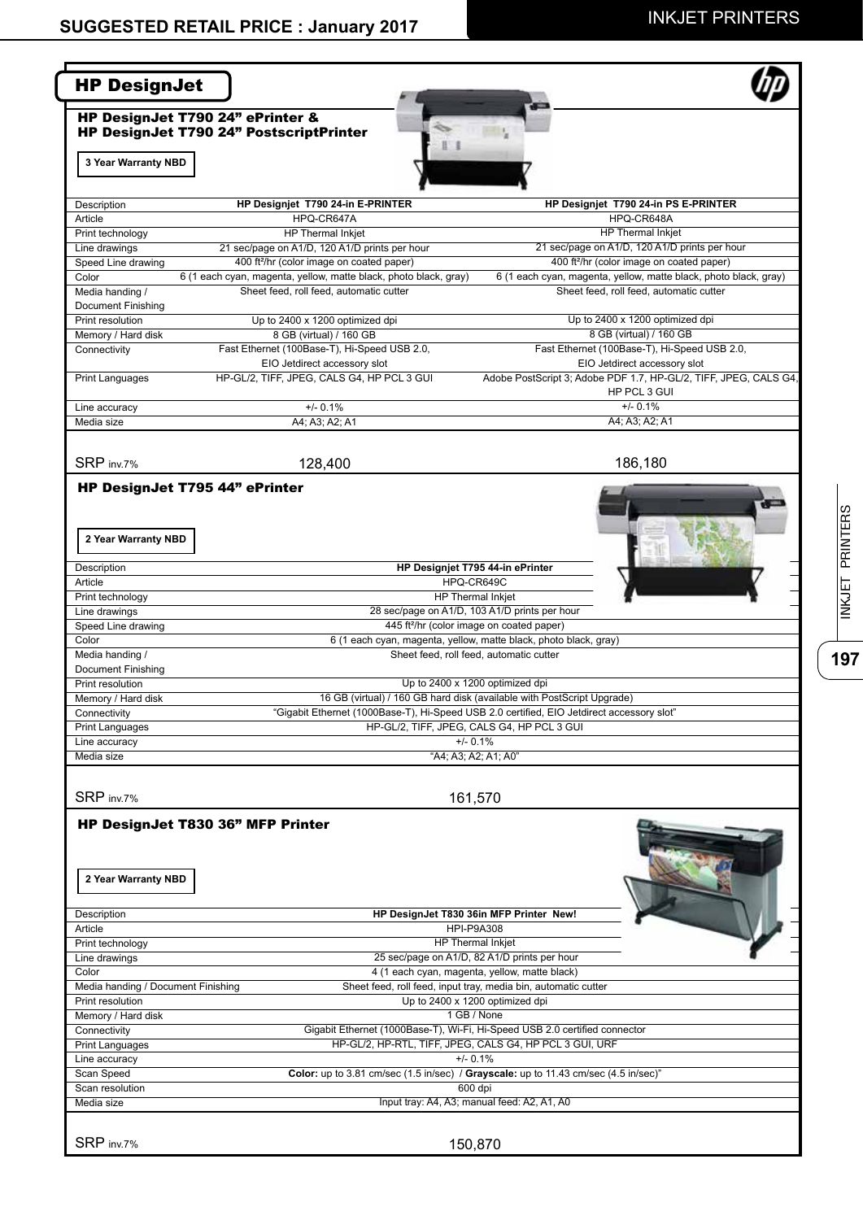## HP DesignJet

### HP DesignJet T790 24" ePrinter & HP DesignJet T790 24" PostscriptPrinter

**3 Year Warranty NBD**

| Description | HP Designjet T790 24-in E-PRINTER | HP Designjet T790 24-in PS E-PRINTER |
|---|---|---|
| Article | HPQ-CR647A | HPQ-CR648A |
| Print technology | HP Thermal Inkjet | HP Thermal Inkjet |
| Line drawings | 21 sec/page on A1/D, 120 A1/D prints per hour | 21 sec/page on A1/D, 120 A1/D prints per hour |
| Speed Line drawing | 400 ft²/hr (color image on coated paper) | 400 ft²/hr (color image on coated paper) |
| Color | 6 (1 each cyan, magenta, yellow, matte black, photo black, gray) | 6 (1 each cyan, magenta, yellow, matte black, photo black, gray) |
| Media handing / Document Finishing | Sheet feed, roll feed, automatic cutter | Sheet feed, roll feed, automatic cutter |
| Print resolution | Up to 2400 x 1200 optimized dpi | Up to 2400 x 1200 optimized dpi |
| Memory / Hard disk | 8 GB (virtual) / 160 GB | 8 GB (virtual) / 160 GB |
| Connectivity | Fast Ethernet (100Base-T), Hi-Speed USB 2.0, EIO Jetdirect accessory slot | Fast Ethernet (100Base-T), Hi-Speed USB 2.0, EIO Jetdirect accessory slot |
| Print Languages | HP-GL/2, TIFF, JPEG, CALS G4, HP PCL 3 GUI | Adobe PostScript 3; Adobe PDF 1.7, HP-GL/2, TIFF, JPEG, CALS G4, HP PCL 3 GUI |
| Line accuracy | +/- 0.1% | +/- 0.1% |
| Media size | A4; A3; A2; A1 | A4; A3; A2; A1 |
| SRP inv.7% | 128,400 | 186,180 |

### HP DesignJet T795 44" ePrinter

**2 Year Warranty NBD**

| Description | HP Designjet T795 44-in ePrinter |
|---|---|
| Article | HPQ-CR649C |
| Print technology | HP Thermal Inkjet |
| Line drawings | 28 sec/page on A1/D, 103 A1/D prints per hour |
| Speed Line drawing | 445 ft²/hr (color image on coated paper) |
| Color | 6 (1 each cyan, magenta, yellow, matte black, photo black, gray) |
| Media handing / Document Finishing | Sheet feed, roll feed, automatic cutter |
| Print resolution | Up to 2400 x 1200 optimized dpi |
| Memory / Hard disk | 16 GB (virtual) / 160 GB hard disk (available with PostScript Upgrade) |
| Connectivity | "Gigabit Ethernet (1000Base-T), Hi-Speed USB 2.0 certified, EIO Jetdirect accessory slot" |
| Print Languages | HP-GL/2, TIFF, JPEG, CALS G4, HP PCL 3 GUI |
| Line accuracy | +/- 0.1% |
| Media size | "A4; A3; A2; A1; A0" |
| SRP inv.7% | 161,570 |

### HP DesignJet T830 36" MFP Printer

**2 Year Warranty NBD**

| Description | HP DesignJet T830 36in MFP Printer New! |
|---|---|
| Article | HPI-P9A308 |
| Print technology | HP Thermal Inkjet |
| Line drawings | 25 sec/page on A1/D, 82 A1/D prints per hour |
| Color | 4 (1 each cyan, magenta, yellow, matte black) |
| Media handing / Document Finishing | Sheet feed, roll feed, input tray, media bin, automatic cutter |
| Print resolution | Up to 2400 x 1200 optimized dpi |
| Memory / Hard disk | 1 GB / None |
| Connectivity | Gigabit Ethernet (1000Base-T), Wi-Fi, Hi-Speed USB 2.0 certified connector |
| Print Languages | HP-GL/2, HP-RTL, TIFF, JPEG, CALS G4, HP PCL 3 GUI, URF |
| Line accuracy | +/- 0.1% |
| Scan Speed | **Color:** up to 3.81 cm/sec (1.5 in/sec) / **Grayscale:** up to 11.43 cm/sec (4.5 in/sec)" |
| Scan resolution | 600 dpi |
| Media size | Input tray: A4, A3; manual feed: A2, A1, A0 |
| SRP inv.7% | 150,870 |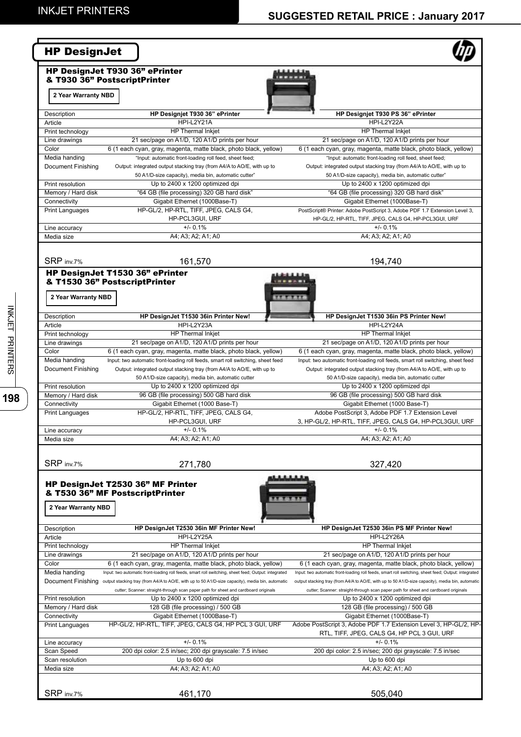## HP DesignJet

### HP DesignJet T930 36" ePrinter & T930 36" PostscriptPrinter

**2 Year Warranty NBD**

| Description | HP Designjet T930 36" ePrinter | HP Designjet T930 PS 36" ePrinter |
|---|---|---|
| Article | HPI-L2Y21A | HPI-L2Y22A |
| Print technology | HP Thermal Inkjet | HP Thermal Inkjet |
| Line drawings | 21 sec/page on A1/D, 120 A1/D prints per hour | 21 sec/page on A1/D, 120 A1/D prints per hour |
| Color | 6 (1 each cyan, gray, magenta, matte black, photo black, yellow) | 6 (1 each cyan, gray, magenta, matte black, photo black, yellow) |
| Media handing Document Finishing | "Input: automatic front-loading roll feed, sheet feed; Output: integrated output stacking tray (from A4/A to AO/E, with up to 50 A1/D-size capacity), media bin, automatic cutter" | "Input: automatic front-loading roll feed, sheet feed; Output: integrated output stacking tray (from A4/A to AO/E, with up to 50 A1/D-size capacity), media bin, automatic cutter" |
| Print resolution | Up to 2400 x 1200 optimized dpi | Up to 2400 x 1200 optimized dpi |
| Memory / Hard disk | "64 GB (file processing) 320 GB hard disk" | "64 GB (file processing) 320 GB hard disk" |
| Connectivity | Gigabit Ethernet (1000Base-T) | Gigabit Ethernet (1000Base-T) |
| Print Languages | HP-GL/2, HP-RTL, TIFF, JPEG, CALS G4, HP-PCL3GUI, URF | PostScript® Printer: Adobe PostScript 3, Adobe PDF 1.7 Extension Level 3, HP-GL/2, HP-RTL, TIFF, JPEG, CALS G4, HP-PCL3GUI, URF |
| Line accuracy | +/- 0.1% | +/- 0.1% |
| Media size | A4; A3; A2; A1; A0 | A4; A3; A2; A1; A0 |
| SRP inv.7% | 161,570 | 194,740 |

### HP DesignJet T1530 36" ePrinter & T1530 36" PostscriptPrinter

**2 Year Warranty NBD**

| Description | HP DesignJet T1530 36in Printer New! | HP DesignJet T1530 36in PS Printer New! |
|---|---|---|
| Article | HPI-L2Y23A | HPI-L2Y24A |
| Print technology | HP Thermal Inkjet | HP Thermal Inkjet |
| Line drawings | 21 sec/page on A1/D, 120 A1/D prints per hour | 21 sec/page on A1/D, 120 A1/D prints per hour |
| Color | 6 (1 each cyan, gray, magenta, matte black, photo black, yellow) | 6 (1 each cyan, gray, magenta, matte black, photo black, yellow) |
| Media handing Document Finishing | Input: two automatic front-loading roll feeds, smart roll switching, sheet feed Output: integrated output stacking tray (from A4/A to AO/E, with up to 50 A1/D-size capacity), media bin, automatic cutter | Input: two automatic front-loading roll feeds, smart roll switching, sheet feed Output: integrated output stacking tray (from A4/A to AO/E, with up to 50 A1/D-size capacity), media bin, automatic cutter |
| Print resolution | Up to 2400 x 1200 optimized dpi | Up to 2400 x 1200 optimized dpi |
| Memory / Hard disk | 96 GB (file processing) 500 GB hard disk | 96 GB (file processing) 500 GB hard disk |
| Connectivity | Gigabit Ethernet (1000 Base-T) | Gigabit Ethernet (1000 Base-T) |
| Print Languages | HP-GL/2, HP-RTL, TIFF, JPEG, CALS G4, HP-PCL3GUI, URF | Adobe PostScript 3, Adobe PDF 1.7 Extension Level 3, HP-GL/2, HP-RTL, TIFF, JPEG, CALS G4, HP-PCL3GUI, URF |
| Line accuracy | +/- 0.1% | +/- 0.1% |
| Media size | A4; A3; A2; A1; A0 | A4; A3; A2; A1; A0 |
| SRP inv.7% | 271,780 | 327,420 |

### HP DesignJet T2530 36" MF Printer & T530 36" MF PostscriptPrinter

**2 Year Warranty NBD**

| Description | HP DesignJet T2530 36in MF Printer New! | HP DesignJet T2530 36in PS MF Printer New! |
|---|---|---|
| Article | HPI-L2Y25A | HPI-L2Y26A |
| Print technology | HP Thermal Inkjet | HP Thermal Inkjet |
| Line drawings | 21 sec/page on A1/D, 120 A1/D prints per hour | 21 sec/page on A1/D, 120 A1/D prints per hour |
| Color | 6 (1 each cyan, gray, magenta, matte black, photo black, yellow) | 6 (1 each cyan, gray, magenta, matte black, photo black, yellow) |
| Media handing Document Finishing | Input: two automatic front-loading roll feeds, smart roll switching, sheet feed; Output: integrated output stacking tray (from A4/A to AO/E, with up to 50 A1/D-size capacity), media bin, automatic cutter; Scanner: straight-through scan paper path for sheet and cardboard originals | Input: two automatic front-loading roll feeds, smart roll switching, sheet feed; Output: integrated output stacking tray (from A4/A to AO/E, with up to 50 A1/D-size capacity), media bin, automatic cutter; Scanner: straight-through scan paper path for sheet and cardboard originals |
| Print resolution | Up to 2400 x 1200 optimized dpi | Up to 2400 x 1200 optimized dpi |
| Memory / Hard disk | 128 GB (file processing) / 500 GB | 128 GB (file processing) / 500 GB |
| Connectivity | Gigabit Ethernet (1000Base-T) | Gigabit Ethernet (1000Base-T) |
| Print Languages | HP-GL/2, HP-RTL, TIFF, JPEG, CALS G4, HP PCL 3 GUI, URF | Adobe PostScript 3, Adobe PDF 1.7 Extension Level 3, HP-GL/2, HP-RTL, TIFF, JPEG, CALS G4, HP PCL 3 GUI, URF |
| Line accuracy | +/- 0.1% | +/- 0.1% |
| Scan Speed | 200 dpi color: 2.5 in/sec; 200 dpi grayscale: 7.5 in/sec | 200 dpi color: 2.5 in/sec; 200 dpi grayscale: 7.5 in/sec |
| Scan resolution | Up to 600 dpi | Up to 600 dpi |
| Media size | A4; A3; A2; A1; A0 | A4; A3; A2; A1; A0 |
| SRP inv.7% | 461,170 | 505,040 |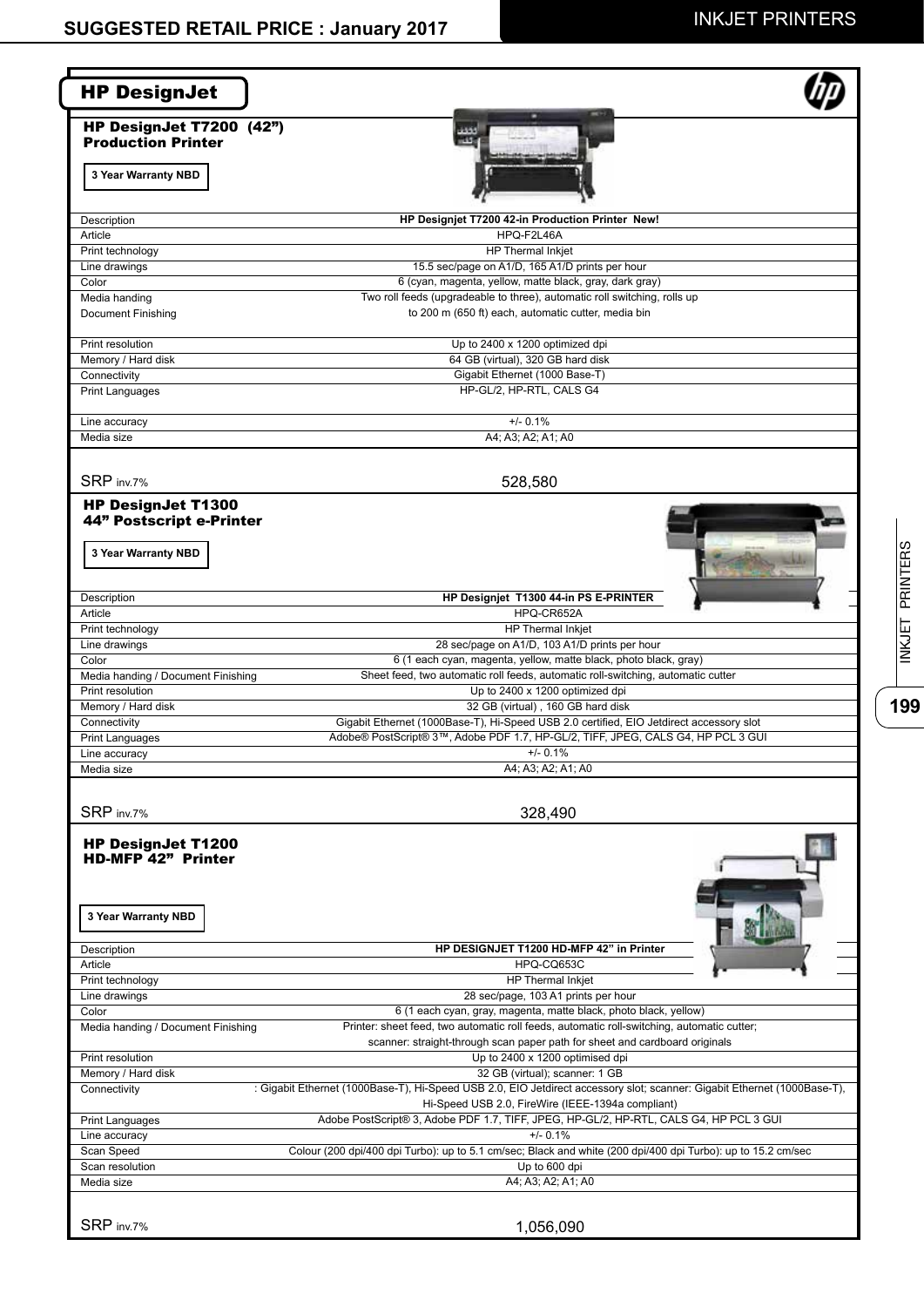# HP DesignJet

## HP DesignJet T7200 (42") Production Printer

**3 Year Warranty NBD**

| | |
|---|---|
| Description | **HP Designjet T7200 42-in Production Printer New!** |
| Article | HPQ-F2L46A |
| Print technology | HP Thermal Inkjet |
| Line drawings | 15.5 sec/page on A1/D, 165 A1/D prints per hour |
| Color | 6 (cyan, magenta, yellow, matte black, gray, dark gray) |
| Media handing Document Finishing | Two roll feeds (upgradeable to three), automatic roll switching, rolls up to 200 m (650 ft) each, automatic cutter, media bin |
| Print resolution | Up to 2400 x 1200 optimized dpi |
| Memory / Hard disk | 64 GB (virtual), 320 GB hard disk |
| Connectivity | Gigabit Ethernet (1000 Base-T) |
| Print Languages | HP-GL/2, HP-RTL, CALS G4 |
| Line accuracy | +/- 0.1% |
| Media size | A4; A3; A2; A1; A0 |
| SRP inv.7% | 528,580 |

## HP DesignJet T1300 44" Postscript e-Printer

**3 Year Warranty NBD**

| | |
|---|---|
| Description | **HP Designjet T1300 44-in PS E-PRINTER** |
| Article | HPQ-CR652A |
| Print technology | HP Thermal Inkjet |
| Line drawings | 28 sec/page on A1/D, 103 A1/D prints per hour |
| Color | 6 (1 each cyan, magenta, yellow, matte black, photo black, gray) |
| Media handing / Document Finishing | Sheet feed, two automatic roll feeds, automatic roll-switching, automatic cutter |
| Print resolution | Up to 2400 x 1200 optimized dpi |
| Memory / Hard disk | 32 GB (virtual) , 160 GB hard disk |
| Connectivity | Gigabit Ethernet (1000Base-T), Hi-Speed USB 2.0 certified, EIO Jetdirect accessory slot |
| Print Languages | Adobe® PostScript® 3™, Adobe PDF 1.7, HP-GL/2, TIFF, JPEG, CALS G4, HP PCL 3 GUI |
| Line accuracy | +/- 0.1% |
| Media size | A4; A3; A2; A1; A0 |
| SRP inv.7% | 328,490 |

## HP DesignJet T1200 HD-MFP 42" Printer

**3 Year Warranty NBD**

| | |
|---|---|
| Description | **HP DESIGNJET T1200 HD-MFP 42" in Printer** |
| Article | HPQ-CQ653C |
| Print technology | HP Thermal Inkjet |
| Line drawings | 28 sec/page, 103 A1 prints per hour |
| Color | 6 (1 each cyan, gray, magenta, matte black, photo black, yellow) |
| Media handing / Document Finishing | Printer: sheet feed, two automatic roll feeds, automatic roll-switching, automatic cutter; scanner: straight-through scan paper path for sheet and cardboard originals |
| Print resolution | Up to 2400 x 1200 optimised dpi |
| Memory / Hard disk | 32 GB (virtual); scanner: 1 GB |
| Connectivity | : Gigabit Ethernet (1000Base-T), Hi-Speed USB 2.0, EIO Jetdirect accessory slot; scanner: Gigabit Ethernet (1000Base-T), Hi-Speed USB 2.0, FireWire (IEEE-1394a compliant) |
| Print Languages | Adobe PostScript® 3, Adobe PDF 1.7, TIFF, JPEG, HP-GL/2, HP-RTL, CALS G4, HP PCL 3 GUI |
| Line accuracy | +/- 0.1% |
| Scan Speed | Colour (200 dpi/400 dpi Turbo): up to 5.1 cm/sec; Black and white (200 dpi/400 dpi Turbo): up to 15.2 cm/sec |
| Scan resolution | Up to 600 dpi |
| Media size | A4; A3; A2; A1; A0 |
| SRP inv.7% | 1,056,090 |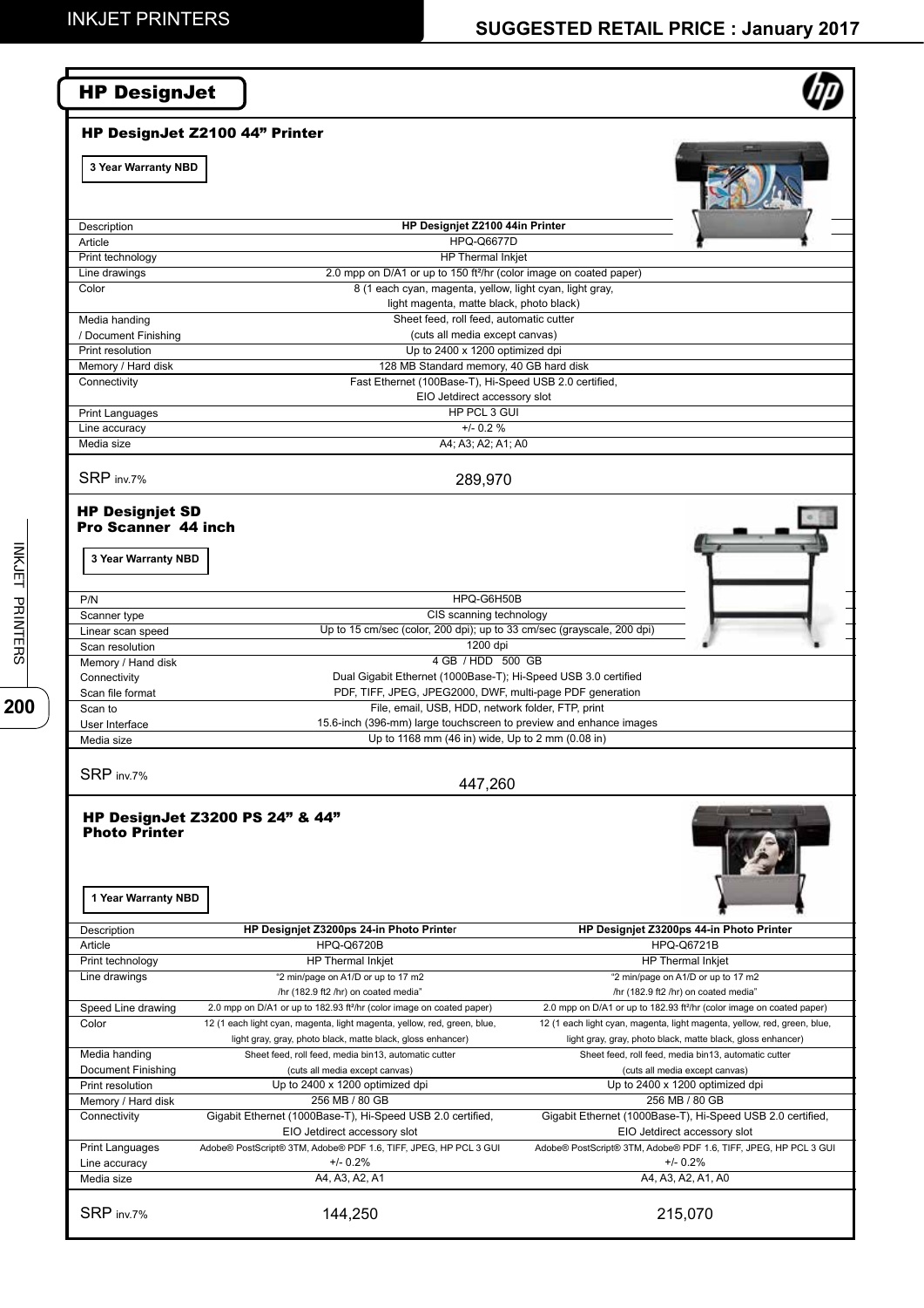## HP DesignJet

### HP DesignJet Z2100 44" Printer

**3 Year Warranty NBD**

| | |
|---|---|
| Description | **HP Designjet Z2100 44in Printer** |
| Article | HPQ-Q6677D |
| Print technology | HP Thermal Inkjet |
| Line drawings | 2.0 mpp on D/A1 or up to 150 ft²/hr (color image on coated paper) |
| Color | 8 (1 each cyan, magenta, yellow, light cyan, light gray, light magenta, matte black, photo black) |
| Media handing / Document Finishing | Sheet feed, roll feed, automatic cutter (cuts all media except canvas) |
| Print resolution | Up to 2400 x 1200 optimized dpi |
| Memory / Hard disk | 128 MB Standard memory, 40 GB hard disk |
| Connectivity | Fast Ethernet (100Base-T), Hi-Speed USB 2.0 certified, EIO Jetdirect accessory slot |
| Print Languages | HP PCL 3 GUI |
| Line accuracy | +/- 0.2 % |
| Media size | A4; A3; A2; A1; A0 |
| SRP inv.7% | 289,970 |

### HP Designjet SD Pro Scanner 44 inch

**3 Year Warranty NBD**

| | |
|---|---|
| P/N | HPQ-G6H50B |
| Scanner type | CIS scanning technology |
| Linear scan speed | Up to 15 cm/sec (color, 200 dpi); up to 33 cm/sec (grayscale, 200 dpi) |
| Scan resolution | 1200 dpi |
| Memory / Hand disk | 4 GB / HDD 500 GB |
| Connectivity | Dual Gigabit Ethernet (1000Base-T); Hi-Speed USB 3.0 certified |
| Scan file format | PDF, TIFF, JPEG, JPEG2000, DWF, multi-page PDF generation |
| Scan to | File, email, USB, HDD, network folder, FTP, print |
| User Interface | 15.6-inch (396-mm) large touchscreen to preview and enhance images |
| Media size | Up to 1168 mm (46 in) wide, Up to 2 mm (0.08 in) |
| SRP inv.7% | 447,260 |

### HP DesignJet Z3200 PS 24" & 44" Photo Printer

**1 Year Warranty NBD**

| | | |
|---|---|---|
| Description | **HP Designjet Z3200ps 24-in Photo Printer** | **HP Designjet Z3200ps 44-in Photo Printer** |
| Article | HPQ-Q6720B | HPQ-Q6721B |
| Print technology | HP Thermal Inkjet | HP Thermal Inkjet |
| Line drawings | "2 min/page on A1/D or up to 17 m2 /hr (182.9 ft2 /hr) on coated media" | "2 min/page on A1/D or up to 17 m2 /hr (182.9 ft2 /hr) on coated media" |
| Speed Line drawing | 2.0 mpp on D/A1 or up to 182.93 ft²/hr (color image on coated paper) | 2.0 mpp on D/A1 or up to 182.93 ft²/hr (color image on coated paper) |
| Color | 12 (1 each light cyan, magenta, light magenta, yellow, red, green, blue, light gray, gray, photo black, matte black, gloss enhancer) | 12 (1 each light cyan, magenta, light magenta, yellow, red, green, blue, light gray, gray, photo black, matte black, gloss enhancer) |
| Media handing Document Finishing | Sheet feed, roll feed, media bin13, automatic cutter (cuts all media except canvas) | Sheet feed, roll feed, media bin13, automatic cutter (cuts all media except canvas) |
| Print resolution | Up to 2400 x 1200 optimized dpi | Up to 2400 x 1200 optimized dpi |
| Memory / Hard disk | 256 MB / 80 GB | 256 MB / 80 GB |
| Connectivity | Gigabit Ethernet (1000Base-T), Hi-Speed USB 2.0 certified, EIO Jetdirect accessory slot | Gigabit Ethernet (1000Base-T), Hi-Speed USB 2.0 certified, EIO Jetdirect accessory slot |
| Print Languages | Adobe® PostScript® 3TM, Adobe® PDF 1.6, TIFF, JPEG, HP PCL 3 GUI | Adobe® PostScript® 3TM, Adobe® PDF 1.6, TIFF, JPEG, HP PCL 3 GUI |
| Line accuracy | +/- 0.2% | +/- 0.2% |
| Media size | A4, A3, A2, A1 | A4, A3, A2, A1, A0 |
| SRP inv.7% | 144,250 | 215,070 |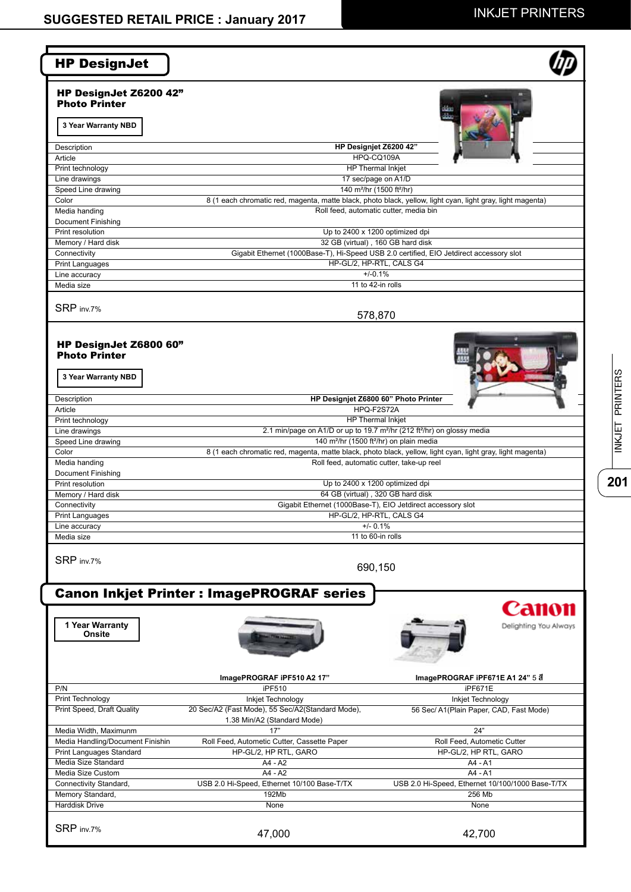# SUGGESTED RETAIL PRICE : January 2017

## INKJET PRINTERS

## HP DesignJet

### HP DesignJet Z6200 42" Photo Printer

3 Year Warranty NBD

| Description | HP Designjet Z6200 42" |
|---|---|
| Article | HPQ-CQ109A |
| Print technology | HP Thermal Inkjet |
| Line drawings | 17 sec/page on A1/D |
| Speed Line drawing | 140 m²/hr (1500 ft²/hr) |
| Color | 8 (1 each chromatic red, magenta, matte black, photo black, yellow, light cyan, light gray, light magenta) |
| Media handing | Roll feed, automatic cutter, media bin |
| Document Finishing | |
| Print resolution | Up to 2400 x 1200 optimized dpi |
| Memory / Hard disk | 32 GB (virtual) , 160 GB hard disk |
| Connectivity | Gigabit Ethernet (1000Base-T), Hi-Speed USB 2.0 certified, EIO Jetdirect accessory slot |
| Print Languages | HP-GL/2, HP-RTL, CALS G4 |
| Line accuracy | +/-0.1% |
| Media size | 11 to 42-in rolls |
| SRP inv.7% | 578,870 |

### HP DesignJet Z6800 60" Photo Printer

3 Year Warranty NBD

| Description | HP Designjet Z6800 60" Photo Printer |
|---|---|
| Article | HPQ-F2S72A |
| Print technology | HP Thermal Inkjet |
| Line drawings | 2.1 min/page on A1/D or up to 19.7 m²/hr (212 ft²/hr) on glossy media |
| Speed Line drawing | 140 m²/hr (1500 ft²/hr) on plain media |
| Color | 8 (1 each chromatic red, magenta, matte black, photo black, yellow, light cyan, light gray, light magenta) |
| Media handing | Roll feed, automatic cutter, take-up reel |
| Document Finishing | |
| Print resolution | Up to 2400 x 1200 optimized dpi |
| Memory / Hard disk | 64 GB (virtual) , 320 GB hard disk |
| Connectivity | Gigabit Ethernet (1000Base-T), EIO Jetdirect accessory slot |
| Print Languages | HP-GL/2, HP-RTL, CALS G4 |
| Line accuracy | +/- 0.1% |
| Media size | 11 to 60-in rolls |
| SRP inv.7% | 690,150 |

## Canon Inkjet Printer : ImagePROGRAF series

Canon Delighting You Always

1 Year Warranty Onsite

| | ImagePROGRAF iPF510 A2 17" | ImagePROGRAF iPF671E A1 24" 5 สี |
|---|---|---|
| P/N | iPF510 | iPF671E |
| Print Technology | Inkjet Technology | Inkjet Technology |
| Print Speed, Draft Quality | 20 Sec/A2 (Fast Mode), 55 Sec/A2(Standard Mode), 1.38 Min/A2 (Standard Mode) | 56 Sec/ A1(Plain Paper, CAD, Fast Mode) |
| Media Width, Maximunn | 17" | 24" |
| Media Handling/Document Finishin | Roll Feed, Autometic Cutter, Cassette Paper | Roll Feed, Autometic Cutter |
| Print Languages Standard | HP-GL/2, HP RTL, GARO | HP-GL/2, HP RTL, GARO |
| Media Size Standard | A4 - A2 | A4 - A1 |
| Media Size Custom | A4 - A2 | A4 - A1 |
| Connectivity Standard, | USB 2.0 Hi-Speed, Ethernet 10/100 Base-T/TX | USB 2.0 Hi-Speed, Ethernet 10/100/1000 Base-T/TX |
| Memory Standard, | 192Mb | 256 Mb |
| Harddisk Drive | None | None |
| SRP inv.7% | 47,000 | 42,700 |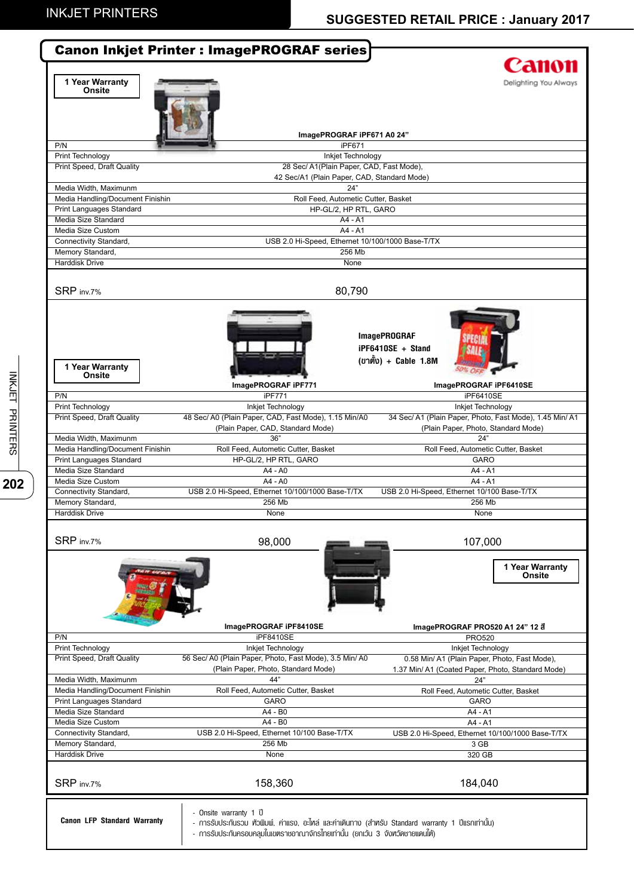# INKJET PRINTERS

## SUGGESTED RETAIL PRICE : January 2017

## Canon Inkjet Printer : ImagePROGRAF series

Canon
Delighting You Always

**1 Year Warranty Onsite**

| | ImagePROGRAF iPF671 A0 24" |
|---|---|
| P/N | iPF671 |
| Print Technology | Inkjet Technology |
| Print Speed, Draft Quality | 28 Sec/ A1(Plain Paper, CAD, Fast Mode), 42 Sec/A1 (Plain Paper, CAD, Standard Mode) |
| Media Width, Maximunm | 24" |
| Media Handling/Document Finishin | Roll Feed, Autometic Cutter, Basket |
| Print Languages Standard | HP-GL/2, HP RTL, GARO |
| Media Size Standard | A4 - A1 |
| Media Size Custom | A4 - A1 |
| Connectivity Standard, | USB 2.0 Hi-Speed, Ethernet 10/100/1000 Base-T/TX |
| Memory Standard, | 256 Mb |
| Harddisk Drive | None |
| SRP inv.7% | 80,790 |

**1 Year Warranty Onsite**

ImagePROGRAF iPF6410SE + Stand (ขาตั้ง) + Cable 1.8M

| | ImagePROGRAF iPF771 | ImagePROGRAF iPF6410SE |
|---|---|---|
| P/N | iPF771 | iPF6410SE |
| Print Technology | Inkjet Technology | Inkjet Technology |
| Print Speed, Draft Quality | 48 Sec/ A0 (Plain Paper, CAD, Fast Mode), 1.15 Min/A0 (Plain Paper, CAD, Standard Mode) | 34 Sec/ A1 (Plain Paper, Photo, Fast Mode), 1.45 Min/ A1 (Plain Paper, Photo, Standard Mode) |
| Media Width, Maximunm | 36" | 24" |
| Media Handling/Document Finishin | Roll Feed, Autometic Cutter, Basket | Roll Feed, Autometic Cutter, Basket |
| Print Languages Standard | HP-GL/2, HP RTL, GARO | GARO |
| Media Size Standard | A4 - A0 | A4 - A1 |
| Media Size Custom | A4 - A0 | A4 - A1 |
| Connectivity Standard, | USB 2.0 Hi-Speed, Ethernet 10/100/1000 Base-T/TX | USB 2.0 Hi-Speed, Ethernet 10/100 Base-T/TX |
| Memory Standard, | 256 Mb | 256 Mb |
| Harddisk Drive | None | None |
| SRP inv.7% | 98,000 | 107,000 |

**1 Year Warranty Onsite**

| | ImagePROGRAF iPF8410SE | ImagePROGRAF PRO520 A1 24" 12 สี |
|---|---|---|
| P/N | iPF8410SE | PRO520 |
| Print Technology | Inkjet Technology | Inkjet Technology |
| Print Speed, Draft Quality | 56 Sec/ A0 (Plain Paper, Photo, Fast Mode), 3.5 Min/ A0 (Plain Paper, Photo, Standard Mode) | 0.58 Min/ A1 (Plain Paper, Photo, Fast Mode), 1.37 Min/ A1 (Coated Paper, Photo, Standard Mode) |
| Media Width, Maximunm | 44" | 24" |
| Media Handling/Document Finishin | Roll Feed, Autometic Cutter, Basket | Roll Feed, Autometic Cutter, Basket |
| Print Languages Standard | GARO | GARO |
| Media Size Standard | A4 - B0 | A4 - A1 |
| Media Size Custom | A4 - B0 | A4 - A1 |
| Connectivity Standard, | USB 2.0 Hi-Speed, Ethernet 10/100 Base-T/TX | USB 2.0 Hi-Speed, Ethernet 10/100/1000 Base-T/TX |
| Memory Standard, | 256 Mb | 3 GB |
| Harddisk Drive | None | 320 GB |
| SRP inv.7% | 158,360 | 184,040 |

**Canon LFP Standard Warranty**

- Onsite warranty 1 ปี
- การรับประกันรวม หัวพิมพ์, ค่าแรง, อะไหล่ และค่าเดินทาง (สำหรับ Standard warranty 1 ปีแรกเท่านั้น)
- การรับประกันครอบคลุมในเขตราชอาณาจักรไทยเท่านั้น (ยกเว้น 3 จังหวัดชายแดนใต้)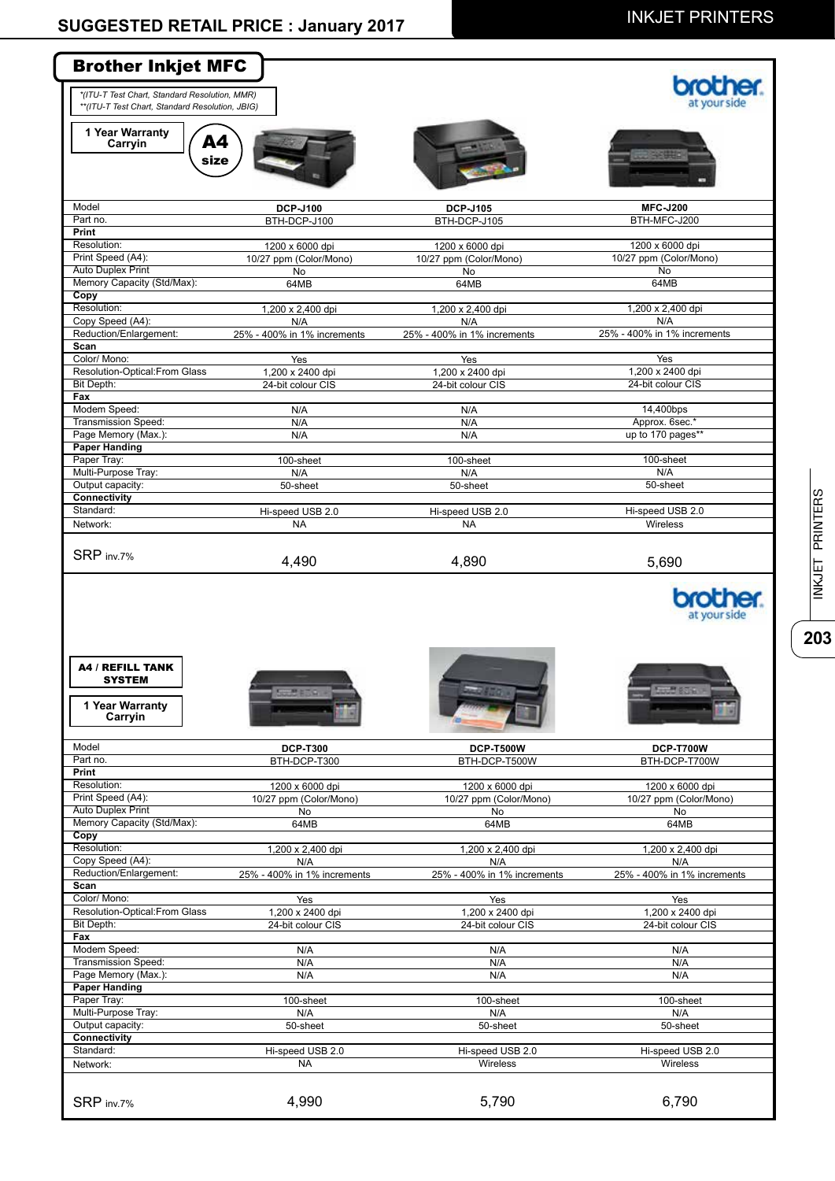## SUGGESTED RETAIL PRICE : January 2017

# INKJET PRINTERS

## Brother Inkjet MFC

*(ITU-T Test Chart, Standard Resolution, MMR)
**(ITU-T Test Chart, Standard Resolution, JBIG)

**1 Year Warranty Carryin**

**A4 size**

| Model | DCP-J100 | DCP-J105 | MFC-J200 |
|---|---|---|---|
| Part no. | BTH-DCP-J100 | BTH-DCP-J105 | BTH-MFC-J200 |
| **Print** | | | |
| Resolution: | 1200 x 6000 dpi | 1200 x 6000 dpi | 1200 x 6000 dpi |
| Print Speed (A4): | 10/27 ppm (Color/Mono) | 10/27 ppm (Color/Mono) | 10/27 ppm (Color/Mono) |
| Auto Duplex Print | No | No | No |
| Memory Capacity (Std/Max): | 64MB | 64MB | 64MB |
| **Copy** | | | |
| Resolution: | 1,200 x 2,400 dpi | 1,200 x 2,400 dpi | 1,200 x 2,400 dpi |
| Copy Speed (A4): | N/A | N/A | N/A |
| Reduction/Enlargement: | 25% - 400% in 1% increments | 25% - 400% in 1% increments | 25% - 400% in 1% increments |
| **Scan** | | | |
| Color/ Mono: | Yes | Yes | Yes |
| Resolution-Optical:From Glass | 1,200 x 2400 dpi | 1,200 x 2400 dpi | 1,200 x 2400 dpi |
| Bit Depth: | 24-bit colour CIS | 24-bit colour CIS | 24-bit colour CIS |
| **Fax** | | | |
| Modem Speed: | N/A | N/A | 14,400bps |
| Transmission Speed: | N/A | N/A | Approx. 6sec.* |
| Page Memory (Max.): | N/A | N/A | up to 170 pages** |
| **Paper Handing** | | | |
| Paper Tray: | 100-sheet | 100-sheet | 100-sheet |
| Multi-Purpose Tray: | N/A | N/A | N/A |
| Output capacity: | 50-sheet | 50-sheet | 50-sheet |
| **Connectivity** | | | |
| Standard: | Hi-speed USB 2.0 | Hi-speed USB 2.0 | Hi-speed USB 2.0 |
| Network: | NA | NA | Wireless |
| SRP inv.7% | 4,490 | 4,890 | 5,690 |

**A4 / REFILL TANK SYSTEM**

**1 Year Warranty Carryin**

| Model | DCP-T300 | DCP-T500W | DCP-T700W |
|---|---|---|---|
| Part no. | BTH-DCP-T300 | BTH-DCP-T500W | BTH-DCP-T700W |
| **Print** | | | |
| Resolution: | 1200 x 6000 dpi | 1200 x 6000 dpi | 1200 x 6000 dpi |
| Print Speed (A4): | 10/27 ppm (Color/Mono) | 10/27 ppm (Color/Mono) | 10/27 ppm (Color/Mono) |
| Auto Duplex Print | No | No | No |
| Memory Capacity (Std/Max): | 64MB | 64MB | 64MB |
| **Copy** | | | |
| Resolution: | 1,200 x 2,400 dpi | 1,200 x 2,400 dpi | 1,200 x 2,400 dpi |
| Copy Speed (A4): | N/A | N/A | N/A |
| Reduction/Enlargement: | 25% - 400% in 1% increments | 25% - 400% in 1% increments | 25% - 400% in 1% increments |
| **Scan** | | | |
| Color/ Mono: | Yes | Yes | Yes |
| Resolution-Optical:From Glass | 1,200 x 2400 dpi | 1,200 x 2400 dpi | 1,200 x 2400 dpi |
| Bit Depth: | 24-bit colour CIS | 24-bit colour CIS | 24-bit colour CIS |
| **Fax** | | | |
| Modem Speed: | N/A | N/A | N/A |
| Transmission Speed: | N/A | N/A | N/A |
| Page Memory (Max.): | N/A | N/A | N/A |
| **Paper Handing** | | | |
| Paper Tray: | 100-sheet | 100-sheet | 100-sheet |
| Multi-Purpose Tray: | N/A | N/A | N/A |
| Output capacity: | 50-sheet | 50-sheet | 50-sheet |
| **Connectivity** | | | |
| Standard: | Hi-speed USB 2.0 | Hi-speed USB 2.0 | Hi-speed USB 2.0 |
| Network: | NA | Wireless | Wireless |
| SRP inv.7% | 4,990 | 5,790 | 6,790 |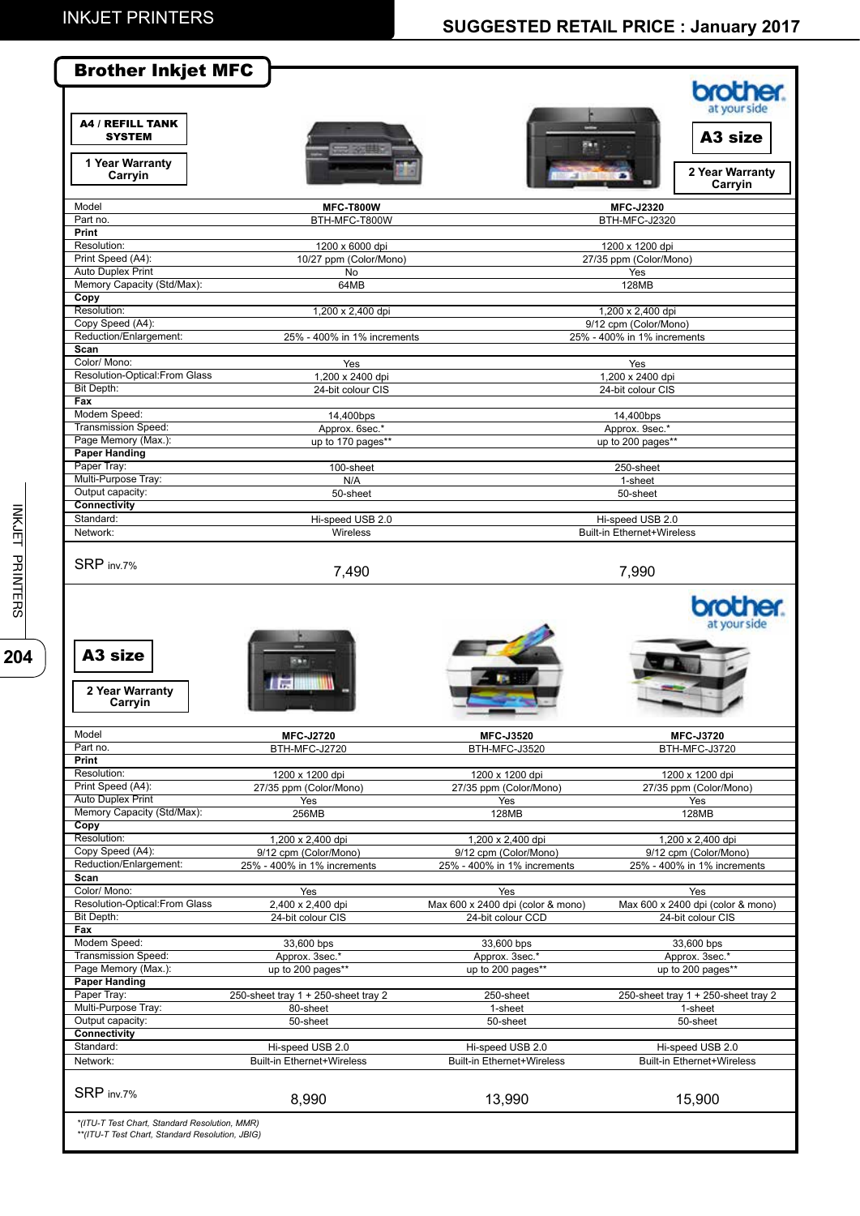# Brother Inkjet MFC

**A4 / REFILL TANK SYSTEM**

**1 Year Warranty Carryin**

**A3 size**

**2 Year Warranty Carryin**

| Model | MFC-T800W | MFC-J2320 |
|---|---|---|
| Part no. | BTH-MFC-T800W | BTH-MFC-J2320 |
| **Print** | | |
| Resolution: | 1200 x 6000 dpi | 1200 x 1200 dpi |
| Print Speed (A4): | 10/27 ppm (Color/Mono) | 27/35 ppm (Color/Mono) |
| Auto Duplex Print | No | Yes |
| Memory Capacity (Std/Max): | 64MB | 128MB |
| **Copy** | | |
| Resolution: | 1,200 x 2,400 dpi | 1,200 x 2,400 dpi |
| Copy Speed (A4): | | 9/12 cpm (Color/Mono) |
| Reduction/Enlargement: | 25% - 400% in 1% increments | 25% - 400% in 1% increments |
| **Scan** | | |
| Color/ Mono: | Yes | Yes |
| Resolution-Optical:From Glass | 1,200 x 2400 dpi | 1,200 x 2400 dpi |
| Bit Depth: | 24-bit colour CIS | 24-bit colour CIS |
| **Fax** | | |
| Modem Speed: | 14,400bps | 14,400bps |
| Transmission Speed: | Approx. 6sec.* | Approx. 9sec.* |
| Page Memory (Max.): | up to 170 pages** | up to 200 pages** |
| **Paper Handing** | | |
| Paper Tray: | 100-sheet | 250-sheet |
| Multi-Purpose Tray: | N/A | 1-sheet |
| Output capacity: | 50-sheet | 50-sheet |
| **Connectivity** | | |
| Standard: | Hi-speed USB 2.0 | Hi-speed USB 2.0 |
| Network: | Wireless | Built-in Ethernet+Wireless |
| SRP inv.7% | 7,490 | 7,990 |

**A3 size**

**2 Year Warranty Carryin**

| Model | MFC-J2720 | MFC-J3520 | MFC-J3720 |
|---|---|---|---|
| Part no. | BTH-MFC-J2720 | BTH-MFC-J3520 | BTH-MFC-J3720 |
| **Print** | | | |
| Resolution: | 1200 x 1200 dpi | 1200 x 1200 dpi | 1200 x 1200 dpi |
| Print Speed (A4): | 27/35 ppm (Color/Mono) | 27/35 ppm (Color/Mono) | 27/35 ppm (Color/Mono) |
| Auto Duplex Print | Yes | Yes | Yes |
| Memory Capacity (Std/Max): | 256MB | 128MB | 128MB |
| **Copy** | | | |
| Resolution: | 1,200 x 2,400 dpi | 1,200 x 2,400 dpi | 1,200 x 2,400 dpi |
| Copy Speed (A4): | 9/12 cpm (Color/Mono) | 9/12 cpm (Color/Mono) | 9/12 cpm (Color/Mono) |
| Reduction/Enlargement: | 25% - 400% in 1% increments | 25% - 400% in 1% increments | 25% - 400% in 1% increments |
| **Scan** | | | |
| Color/ Mono: | Yes | Yes | Yes |
| Resolution-Optical:From Glass | 2,400 x 2,400 dpi | Max 600 x 2400 dpi (color & mono) | Max 600 x 2400 dpi (color & mono) |
| Bit Depth: | 24-bit colour CIS | 24-bit colour CCD | 24-bit colour CIS |
| **Fax** | | | |
| Modem Speed: | 33,600 bps | 33,600 bps | 33,600 bps |
| Transmission Speed: | Approx. 3sec.* | Approx. 3sec.* | Approx. 3sec.* |
| Page Memory (Max.): | up to 200 pages** | up to 200 pages** | up to 200 pages** |
| **Paper Handing** | | | |
| Paper Tray: | 250-sheet tray 1 + 250-sheet tray 2 | 250-sheet | 250-sheet tray 1 + 250-sheet tray 2 |
| Multi-Purpose Tray: | 80-sheet | 1-sheet | 1-sheet |
| Output capacity: | 50-sheet | 50-sheet | 50-sheet |
| **Connectivity** | | | |
| Standard: | Hi-speed USB 2.0 | Hi-speed USB 2.0 | Hi-speed USB 2.0 |
| Network: | Built-in Ethernet+Wireless | Built-in Ethernet+Wireless | Built-in Ethernet+Wireless |
| SRP inv.7% | 8,990 | 13,990 | 15,900 |

*\*(ITU-T Test Chart, Standard Resolution, MMR)*
*\*\*(ITU-T Test Chart, Standard Resolution, JBIG)*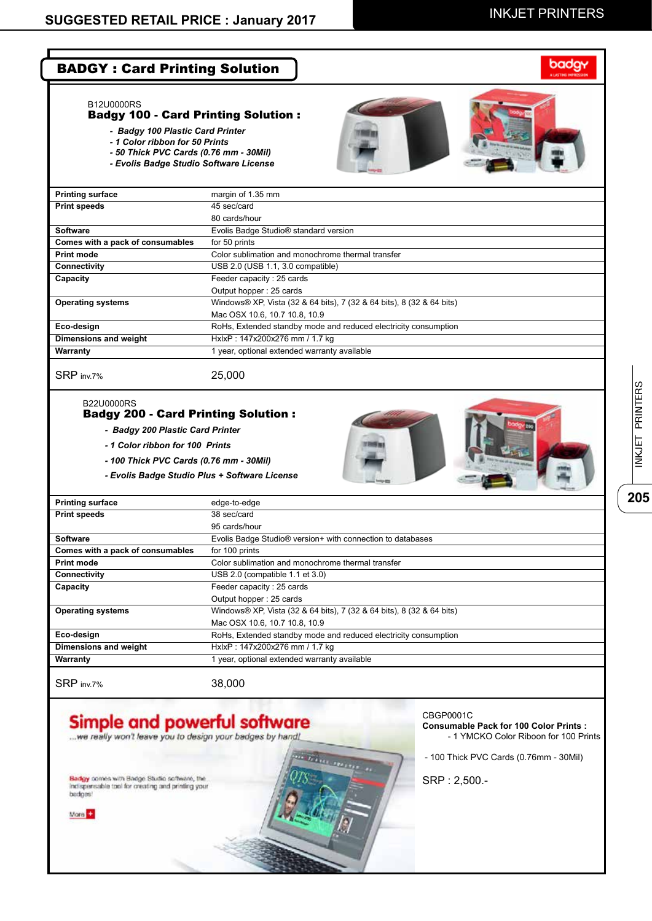SUGGESTED RETAIL PRICE : January 2017

INKJET PRINTERS

# BADGY : Card Printing Solution

B12U0000RS

## Badgy 100 - Card Printing Solution :

- *Badgy 100 Plastic Card Printer*
- *1 Color ribbon for 50 Prints*
- *50 Thick PVC Cards (0.76 mm - 30Mil)*
- *Evolis Badge Studio Software License*

| | |
|---|---|
| **Printing surface** | margin of 1.35 mm |
| **Print speeds** | 45 sec/card<br>80 cards/hour |
| **Software** | Evolis Badge Studio® standard version |
| **Comes with a pack of consumables** | for 50 prints |
| **Print mode** | Color sublimation and monochrome thermal transfer |
| **Connectivity** | USB 2.0 (USB 1.1, 3.0 compatible) |
| **Capacity** | Feeder capacity : 25 cards<br>Output hopper : 25 cards |
| **Operating systems** | Windows® XP, Vista (32 & 64 bits), 7 (32 & 64 bits), 8 (32 & 64 bits)<br>Mac OSX 10.6, 10.7 10.8, 10.9 |
| **Eco-design** | RoHs, Extended standby mode and reduced electricity consumption |
| **Dimensions and weight** | HxlxP : 147x200x276 mm / 1.7 kg |
| **Warranty** | 1 year, optional extended warranty available |

SRP inv.7% 25,000

B22U0000RS

## Badgy 200 - Card Printing Solution :

- *Badgy 200 Plastic Card Printer*
- *1 Color ribbon for 100 Prints*
- *100 Thick PVC Cards (0.76 mm - 30Mil)*
- *Evolis Badge Studio Plus + Software License*

| | |
|---|---|
| **Printing surface** | edge-to-edge |
| **Print speeds** | 38 sec/card<br>95 cards/hour |
| **Software** | Evolis Badge Studio® version+ with connection to databases |
| **Comes with a pack of consumables** | for 100 prints |
| **Print mode** | Color sublimation and monochrome thermal transfer |
| **Connectivity** | USB 2.0 (compatible 1.1 et 3.0) |
| **Capacity** | Feeder capacity : 25 cards<br>Output hopper : 25 cards |
| **Operating systems** | Windows® XP, Vista (32 & 64 bits), 7 (32 & 64 bits), 8 (32 & 64 bits)<br>Mac OSX 10.6, 10.7 10.8, 10.9 |
| **Eco-design** | RoHs, Extended standby mode and reduced electricity consumption |
| **Dimensions and weight** | HxlxP : 147x200x276 mm / 1.7 kg |
| **Warranty** | 1 year, optional extended warranty available |

SRP inv.7% 38,000

**Simple and powerful software**

...we really won't leave you to design your badges by hand!

Badgy comes with Badge Studio software, the indispensable tool for creating and printing your badges!

More +

CBGP0001C

**Consumable Pack for 100 Color Prints :**

- 1 YMCKO Color Riboon for 100 Prints
- 100 Thick PVC Cards (0.76mm - 30Mil)

SRP : 2,500.-